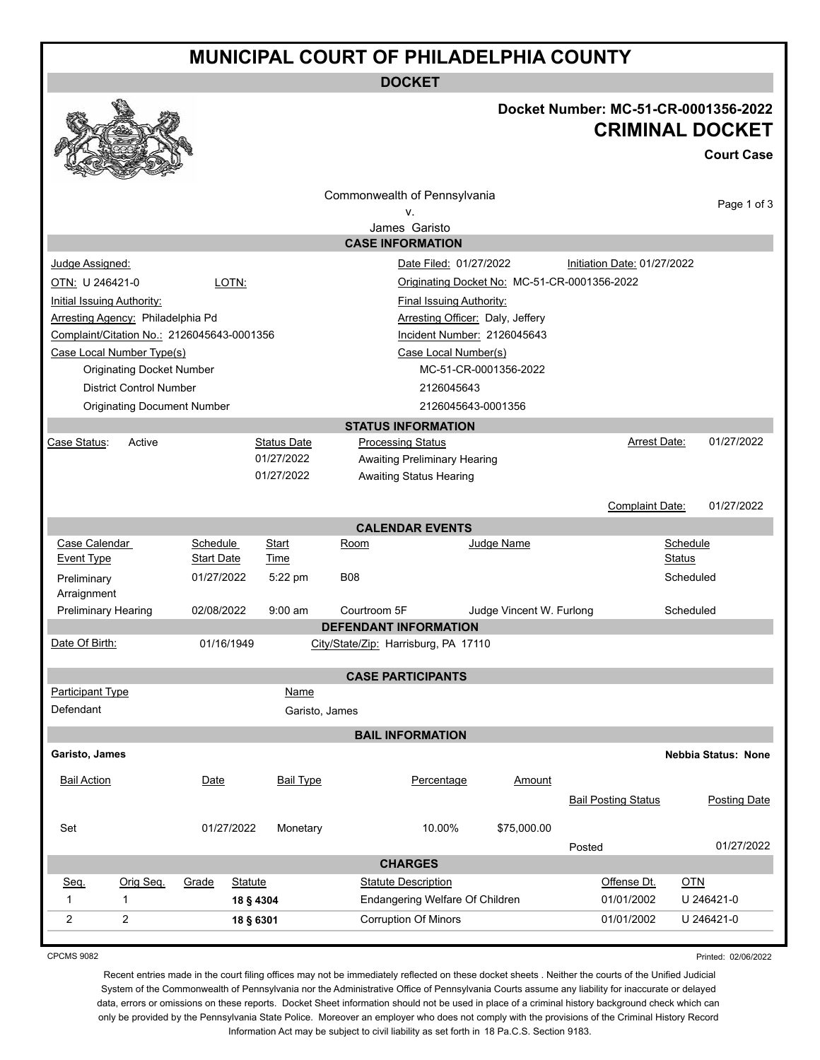# MUNICIPAL COURT OF PHILADELPHIA COUNTY

## DOCKET

**Docket Number: MC-51-CR-0001356-2022**

**CRIMINAL DOCKET**

**Court Case**

Commonwealth of Pennsylvania
v.
James Garisto

### CASE INFORMATION

| | | | |
|---|---|---|---|
| Judge Assigned: | | Date Filed: 01/27/2022 | Initiation Date: 01/27/2022 |
| OTN: U 246421-0 | LOTN: | Originating Docket No: MC-51-CR-0001356-2022 | |
| Initial Issuing Authority: | | Final Issuing Authority: | |
| Arresting Agency: Philadelphia Pd | | Arresting Officer: Daly, Jeffery | |
| Complaint/Citation No.: 2126045643-0001356 | | Incident Number: 2126045643 | |
| Case Local Number Type(s) | | Case Local Number(s) | |
| Originating Docket Number | | MC-51-CR-0001356-2022 | |
| District Control Number | | 2126045643 | |
| Originating Document Number | | 2126045643-0001356 | |

### STATUS INFORMATION

| Case Status: | Status Date | Processing Status | Arrest Date: |
|---|---|---|---|
| Active | 01/27/2022 | Awaiting Preliminary Hearing | 01/27/2022 |
| | 01/27/2022 | Awaiting Status Hearing | |
| | | | Complaint Date: 01/27/2022 |

### CALENDAR EVENTS

| Case Calendar Event Type | Schedule Start Date | Start Time | Room | Judge Name | Schedule Status |
|---|---|---|---|---|---|
| Preliminary Arraignment | 01/27/2022 | 5:22 pm | B08 | | Scheduled |
| Preliminary Hearing | 02/08/2022 | 9:00 am | Courtroom 5F | Judge Vincent W. Furlong | Scheduled |

### DEFENDANT INFORMATION

Date Of Birth: 01/16/1949 City/State/Zip: Harrisburg, PA 17110

### CASE PARTICIPANTS

| Participant Type | Name |
|---|---|
| Defendant | Garisto, James |

### BAIL INFORMATION

**Garisto, James** **Nebbia Status: None**

| Bail Action | Date | Bail Type | Percentage | Amount | Bail Posting Status | Posting Date |
|---|---|---|---|---|---|---|
| Set | 01/27/2022 | Monetary | 10.00% | $75,000.00 | Posted | 01/27/2022 |

### CHARGES

| Seq. | Orig Seq. | Grade | Statute | Statute Description | Offense Dt. | OTN |
|---|---|---|---|---|---|---|
| 1 | 1 | | **18 § 4304** | Endangering Welfare Of Children | 01/01/2002 | U 246421-0 |
| 2 | 2 | | **18 § 6301** | Corruption Of Minors | 01/01/2002 | U 246421-0 |

CPCMS 9082 Printed: 02/06/2022

Recent entries made in the court filing offices may not be immediately reflected on these docket sheets . Neither the courts of the Unified Judicial System of the Commonwealth of Pennsylvania nor the Administrative Office of Pennsylvania Courts assume any liability for inaccurate or delayed data, errors or omissions on these reports. Docket Sheet information should not be used in place of a criminal history background check which can only be provided by the Pennsylvania State Police. Moreover an employer who does not comply with the provisions of the Criminal History Record Information Act may be subject to civil liability as set forth in 18 Pa.C.S. Section 9183.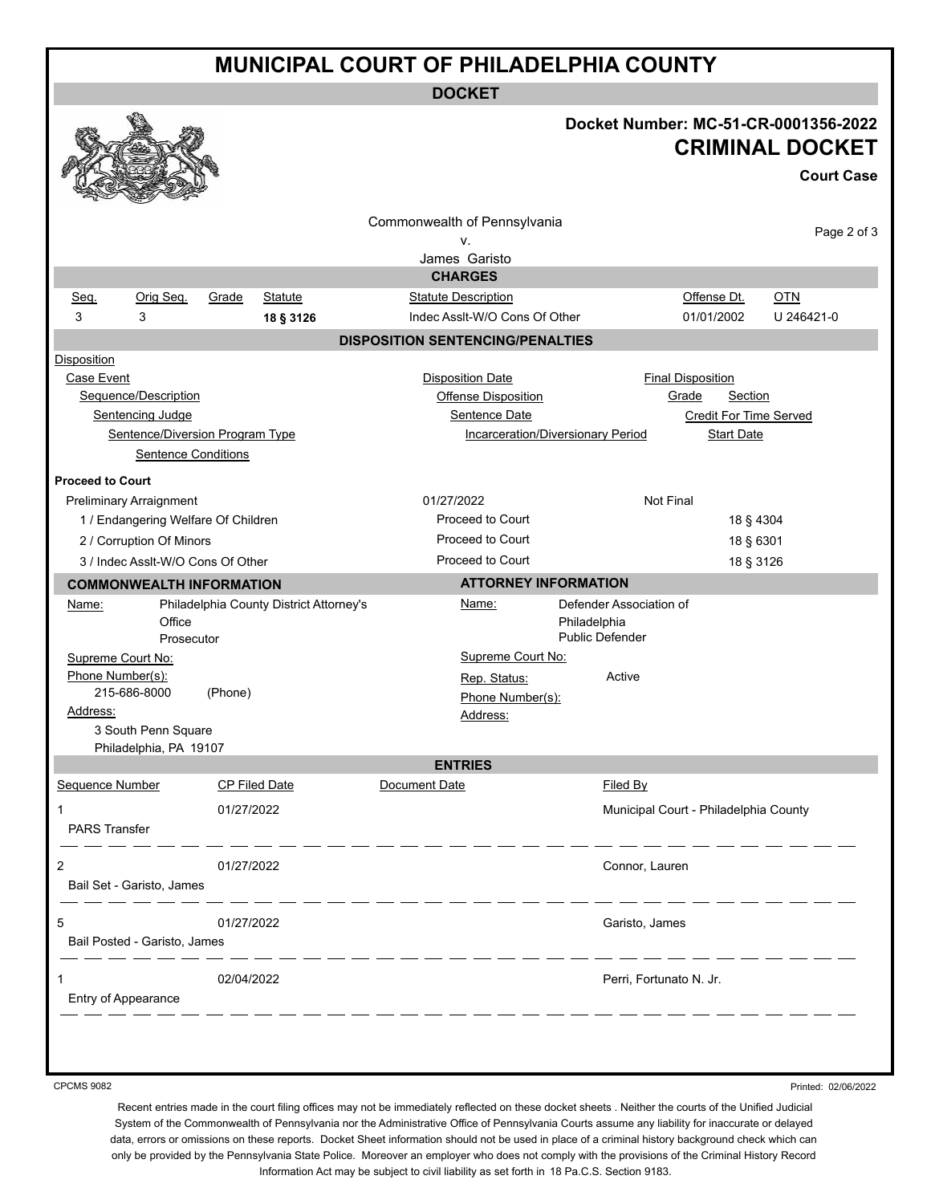# MUNICIPAL COURT OF PHILADELPHIA COUNTY

## DOCKET

**Docket Number: MC-51-CR-0001356-2022**

**CRIMINAL DOCKET**

**Court Case**

Commonwealth of Pennsylvania
v.
James Garisto

## CHARGES

| Seq. | Orig Seq. | Grade | Statute | Statute Description | Offense Dt. | OTN |
|---|---|---|---|---|---|---|
| 3 | 3 | | **18 § 3126** | Indec Asslt-W/O Cons Of Other | 01/01/2002 | U 246421-0 |

## DISPOSITION SENTENCING/PENALTIES

Disposition
- Case Event — Disposition Date — Final Disposition
  - Sequence/Description — Offense Disposition — Grade, Section
    - Sentencing Judge — Sentence Date — Credit For Time Served
      - Sentence/Diversion Program Type — Incarceration/Diversionary Period — Start Date
        - Sentence Conditions

**Proceed to Court**

| | | | |
|---|---|---|---|
| Preliminary Arraignment | 01/27/2022 | Not Final | |
| 1 / Endangering Welfare Of Children | Proceed to Court | | 18 § 4304 |
| 2 / Corruption Of Minors | Proceed to Court | | 18 § 6301 |
| 3 / Indec Asslt-W/O Cons Of Other | Proceed to Court | | 18 § 3126 |

## COMMONWEALTH INFORMATION

Name: Philadelphia County District Attorney's Office
Prosecutor

Supreme Court No:

Phone Number(s):
215-686-8000 (Phone)

Address:
3 South Penn Square
Philadelphia, PA 19107

## ATTORNEY INFORMATION

Name: Defender Association of Philadelphia
Public Defender

Supreme Court No:

Rep. Status: Active

Phone Number(s):

Address:

## ENTRIES

| Sequence Number | CP Filed Date | Document Date | Filed By |
|---|---|---|---|
| 1<br>PARS Transfer | 01/27/2022 | | Municipal Court - Philadelphia County |
| 2<br>Bail Set - Garisto, James | 01/27/2022 | | Connor, Lauren |
| 5<br>Bail Posted - Garisto, James | 01/27/2022 | | Garisto, James |
| 1<br>Entry of Appearance | 02/04/2022 | | Perri, Fortunato N. Jr. |

CPCMS 9082

Printed: 02/06/2022

Recent entries made in the court filing offices may not be immediately reflected on these docket sheets . Neither the courts of the Unified Judicial System of the Commonwealth of Pennsylvania nor the Administrative Office of Pennsylvania Courts assume any liability for inaccurate or delayed data, errors or omissions on these reports. Docket Sheet information should not be used in place of a criminal history background check which can only be provided by the Pennsylvania State Police. Moreover an employer who does not comply with the provisions of the Criminal History Record Information Act may be subject to civil liability as set forth in 18 Pa.C.S. Section 9183.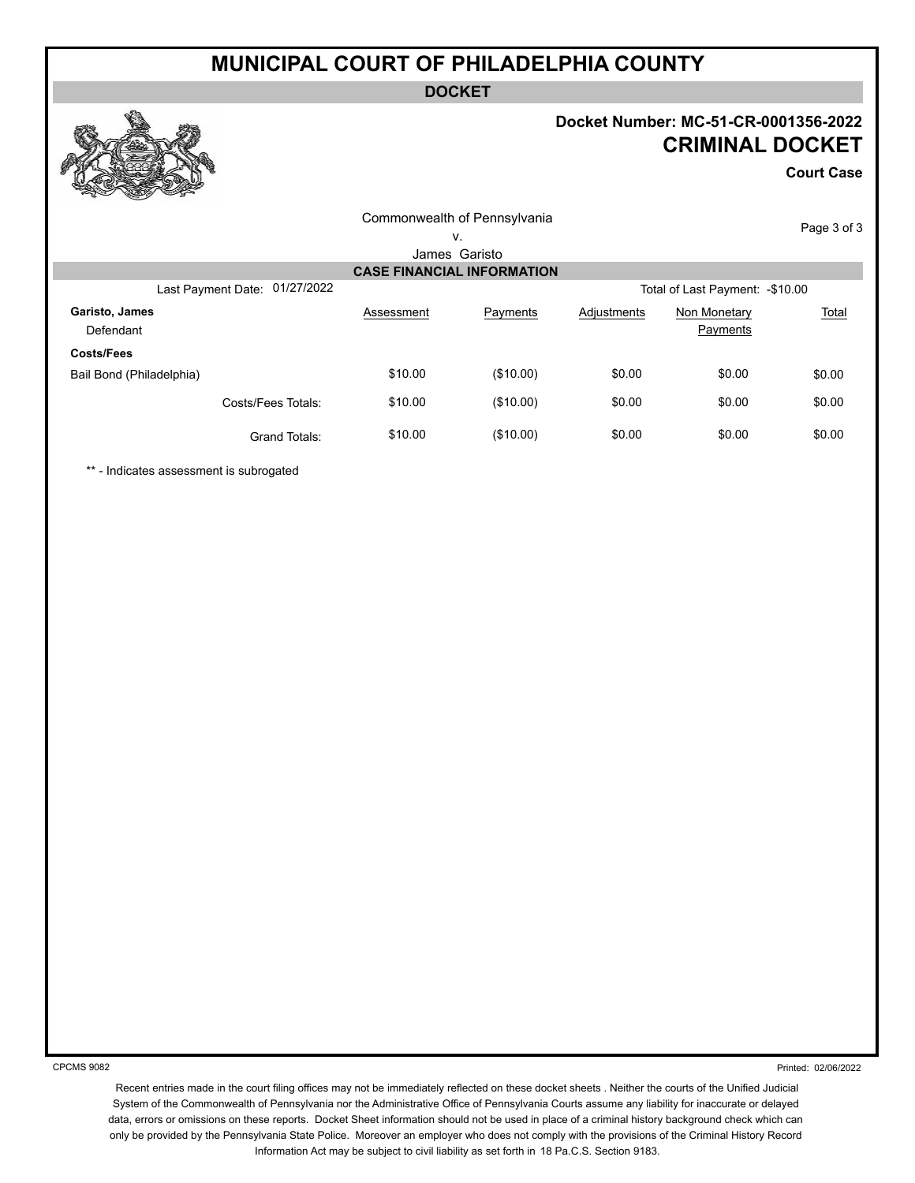# MUNICIPAL COURT OF PHILADELPHIA COUNTY

**DOCKET**

**Docket Number: MC-51-CR-0001356-2022**

## CRIMINAL DOCKET

**Court Case**

Commonwealth of Pennsylvania
v.
James Garisto

### CASE FINANCIAL INFORMATION

Last Payment Date: 01/27/2022

Total of Last Payment: -$10.00

| Garisto, James Defendant | Assessment | Payments | Adjustments | Non Monetary Payments | Total |
|---|---|---|---|---|---|
| **Costs/Fees** | | | | | |
| Bail Bond (Philadelphia) | $10.00 | ($10.00) | $0.00 | $0.00 | $0.00 |
| Costs/Fees Totals: | $10.00 | ($10.00) | $0.00 | $0.00 | $0.00 |
| Grand Totals: | $10.00 | ($10.00) | $0.00 | $0.00 | $0.00 |

** - Indicates assessment is subrogated

CPCMS 9082

Printed: 02/06/2022

Recent entries made in the court filing offices may not be immediately reflected on these docket sheets . Neither the courts of the Unified Judicial System of the Commonwealth of Pennsylvania nor the Administrative Office of Pennsylvania Courts assume any liability for inaccurate or delayed data, errors or omissions on these reports. Docket Sheet information should not be used in place of a criminal history background check which can only be provided by the Pennsylvania State Police. Moreover an employer who does not comply with the provisions of the Criminal History Record Information Act may be subject to civil liability as set forth in 18 Pa.C.S. Section 9183.